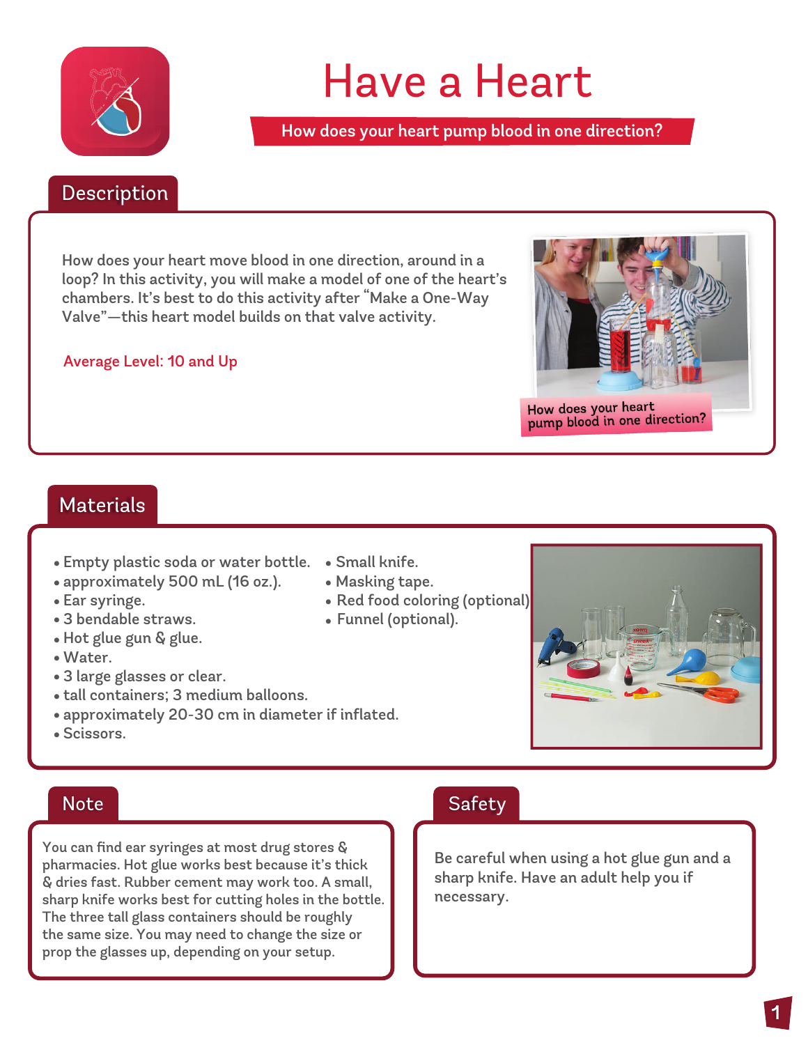# Have a Heart

**How does your heart pump blood in one direction?**

## Description

How does your heart move blood in one direction, around in a loop? In this activity, you will make a model of one of the heart's chambers. It's best to do this activity after "Make a One-Way Valve"—this heart model builds on that valve activity.

Average Level: 10 and Up

How does your heart pump blood in one direction?

## Materials

- Empty plastic soda or water bottle.
- approximately 500 mL (16 oz.).
- Ear syringe.
- 3 bendable straws.
- Hot glue gun & glue.
- Water.
- 3 large glasses or clear.
- tall containers; 3 medium balloons.
- approximately 20-30 cm in diameter if inflated.
- Scissors.
- Small knife.
- Masking tape.
- Red food coloring (optional).
- Funnel (optional).

## Note

You can find ear syringes at most drug stores & pharmacies. Hot glue works best because it's thick & dries fast. Rubber cement may work too. A small, sharp knife works best for cutting holes in the bottle. The three tall glass containers should be roughly the same size. You may need to change the size or prop the glasses up, depending on your setup.

## Safety

Be careful when using a hot glue gun and a sharp knife. Have an adult help you if necessary.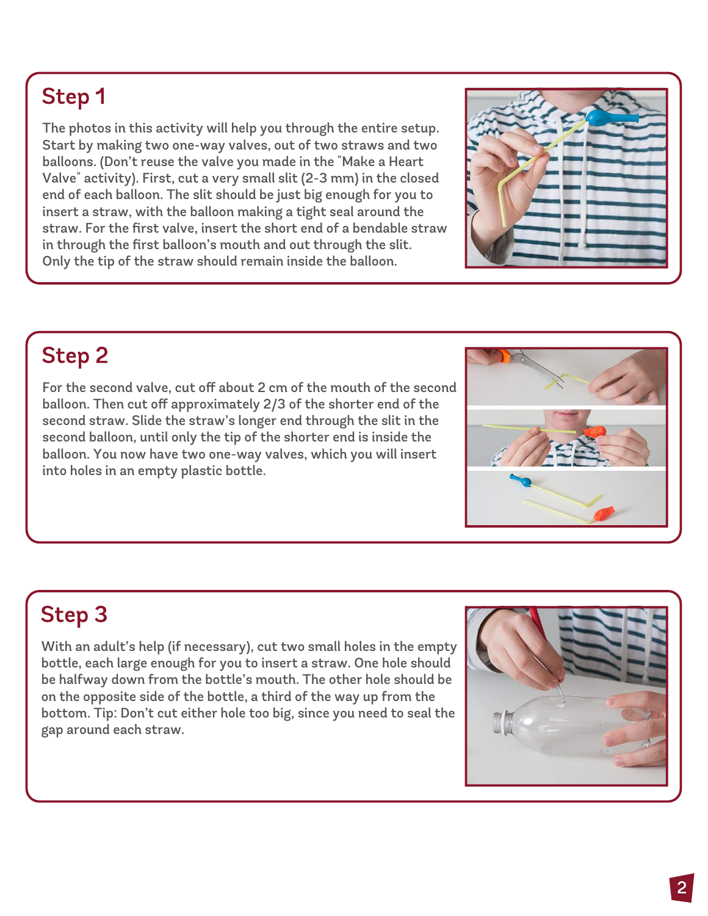## Step 1

The photos in this activity will help you through the entire setup. Start by making two one-way valves, out of two straws and two balloons. (Don't reuse the valve you made in the "Make a Heart Valve" activity). First, cut a very small slit (2-3 mm) in the closed end of each balloon. The slit should be just big enough for you to insert a straw, with the balloon making a tight seal around the straw. For the first valve, insert the short end of a bendable straw in through the first balloon's mouth and out through the slit. Only the tip of the straw should remain inside the balloon.

## Step 2

For the second valve, cut off about 2 cm of the mouth of the second balloon. Then cut off approximately 2/3 of the shorter end of the second straw. Slide the straw's longer end through the slit in the second balloon, until only the tip of the shorter end is inside the balloon. You now have two one-way valves, which you will insert into holes in an empty plastic bottle.

## Step 3

With an adult's help (if necessary), cut two small holes in the empty bottle, each large enough for you to insert a straw. One hole should be halfway down from the bottle's mouth. The other hole should be on the opposite side of the bottle, a third of the way up from the bottom. Tip: Don't cut either hole too big, since you need to seal the gap around each straw.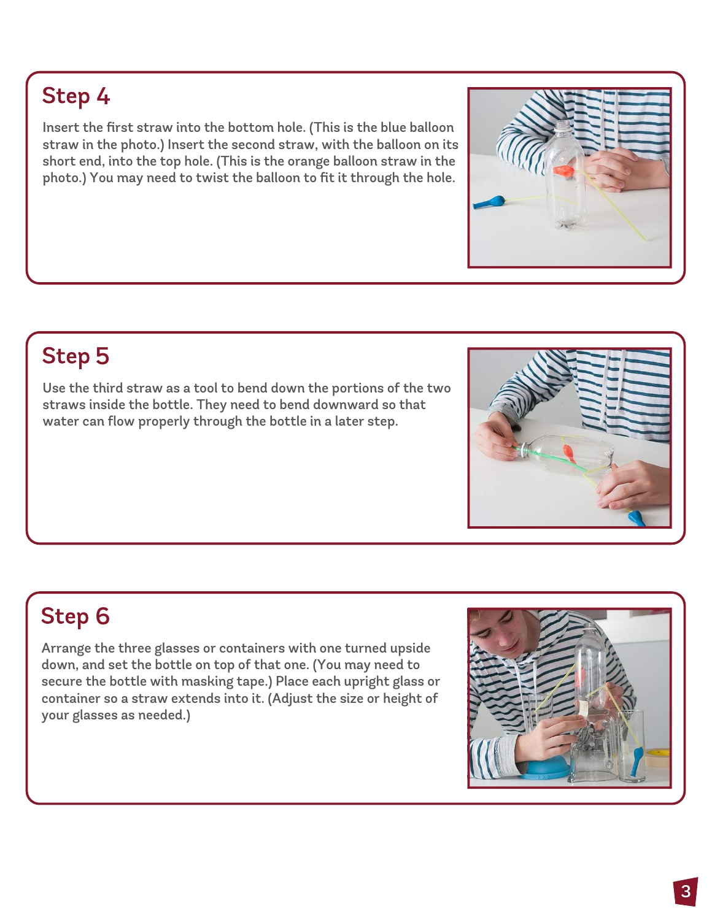## Step 4

Insert the first straw into the bottom hole. (This is the blue balloon straw in the photo.) Insert the second straw, with the balloon on its short end, into the top hole. (This is the orange balloon straw in the photo.) You may need to twist the balloon to fit it through the hole.

## Step 5

Use the third straw as a tool to bend down the portions of the two straws inside the bottle. They need to bend downward so that water can flow properly through the bottle in a later step.

## Step 6

Arrange the three glasses or containers with one turned upside down, and set the bottle on top of that one. (You may need to secure the bottle with masking tape.) Place each upright glass or container so a straw extends into it. (Adjust the size or height of your glasses as needed.)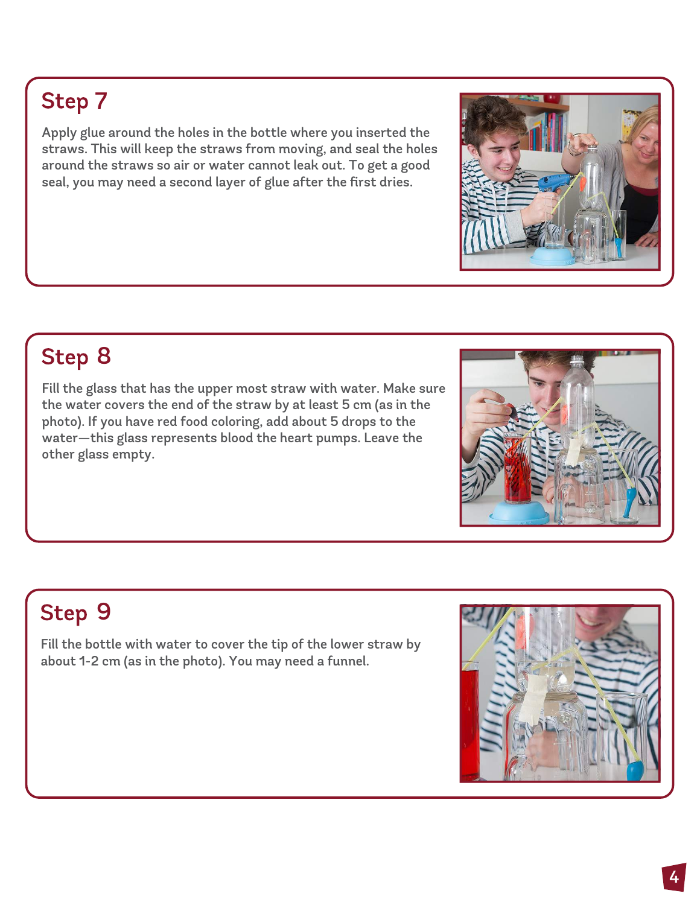## Step 7

Apply glue around the holes in the bottle where you inserted the straws. This will keep the straws from moving, and seal the holes around the straws so air or water cannot leak out. To get a good seal, you may need a second layer of glue after the first dries.

## Step 8

Fill the glass that has the upper most straw with water. Make sure the water covers the end of the straw by at least 5 cm (as in the photo). If you have red food coloring, add about 5 drops to the water—this glass represents blood the heart pumps. Leave the other glass empty.

## Step 9

Fill the bottle with water to cover the tip of the lower straw by about 1-2 cm (as in the photo). You may need a funnel.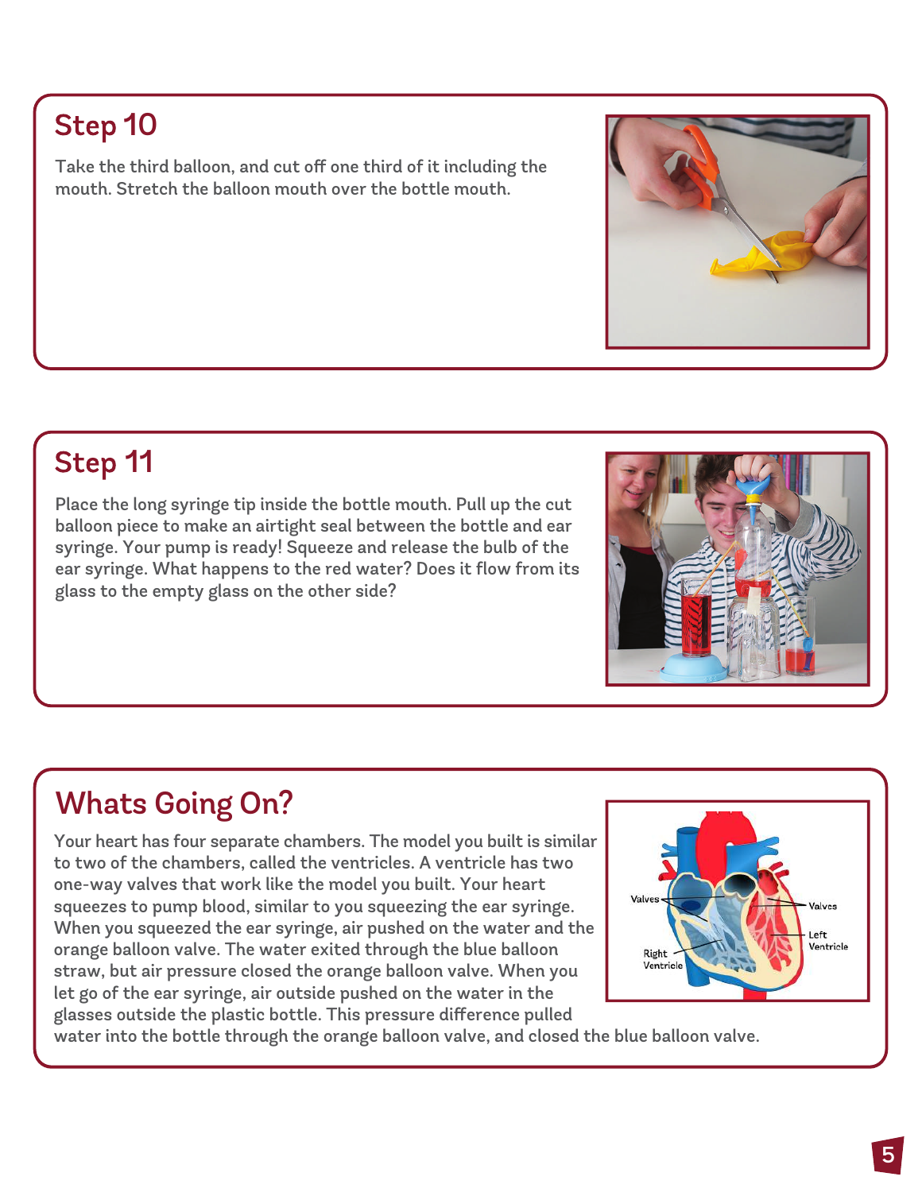## Step 10

Take the third balloon, and cut off one third of it including the mouth. Stretch the balloon mouth over the bottle mouth.

## Step 11

Place the long syringe tip inside the bottle mouth. Pull up the cut balloon piece to make an airtight seal between the bottle and ear syringe. Your pump is ready! Squeeze and release the bulb of the ear syringe. What happens to the red water? Does it flow from its glass to the empty glass on the other side?

## Whats Going On?

Your heart has four separate chambers. The model you built is similar to two of the chambers, called the ventricles. A ventricle has two one-way valves that work like the model you built. Your heart squeezes to pump blood, similar to you squeezing the ear syringe. When you squeezed the ear syringe, air pushed on the water and the orange balloon valve. The water exited through the blue balloon straw, but air pressure closed the orange balloon valve. When you let go of the ear syringe, air outside pushed on the water in the glasses outside the plastic bottle. This pressure difference pulled water into the bottle through the orange balloon valve, and closed the blue balloon valve.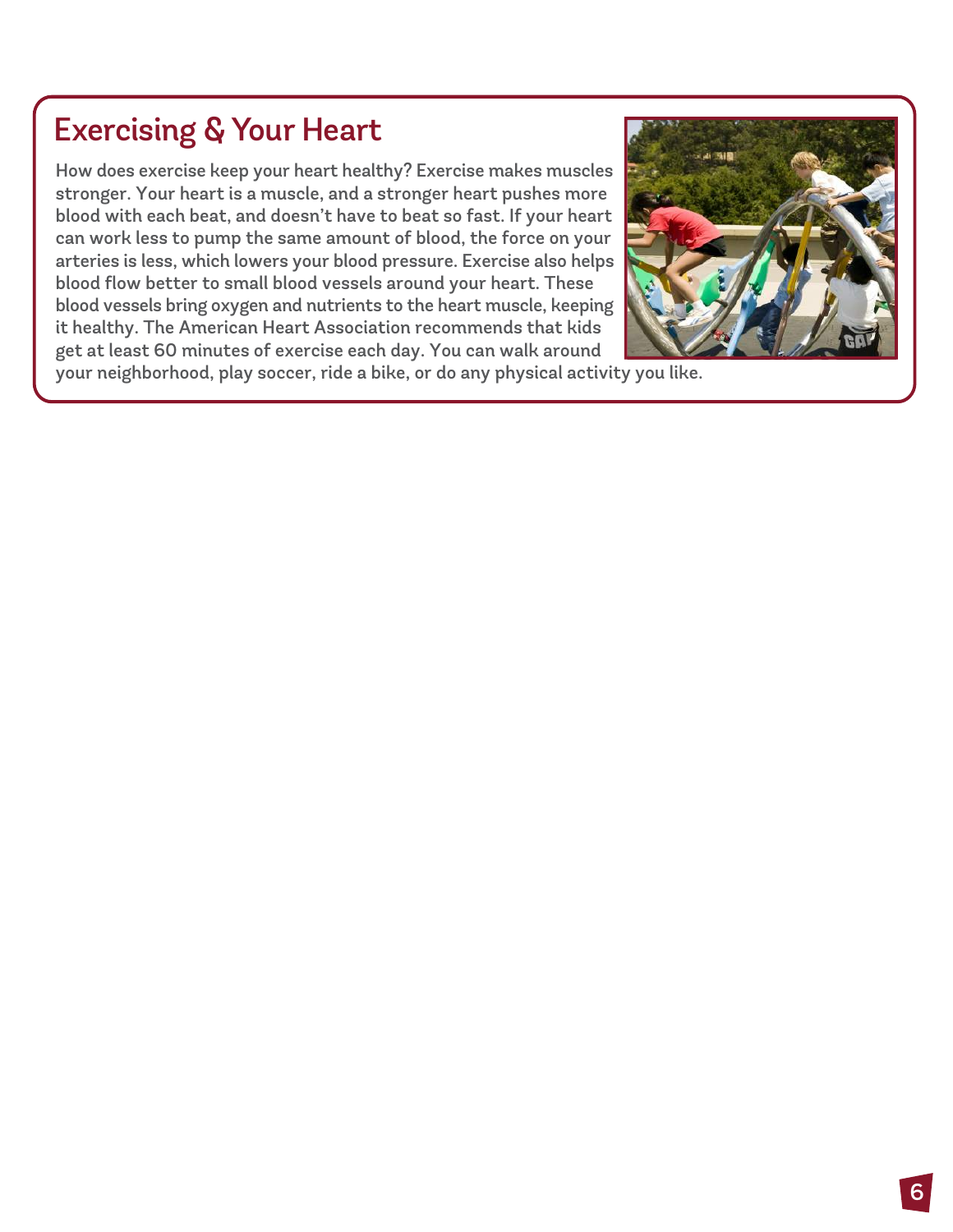# Exercising & Your Heart

How does exercise keep your heart healthy? Exercise makes muscles stronger. Your heart is a muscle, and a stronger heart pushes more blood with each beat, and doesn't have to beat so fast. If your heart can work less to pump the same amount of blood, the force on your arteries is less, which lowers your blood pressure. Exercise also helps blood flow better to small blood vessels around your heart. These blood vessels bring oxygen and nutrients to the heart muscle, keeping it healthy. The American Heart Association recommends that kids get at least 60 minutes of exercise each day. You can walk around your neighborhood, play soccer, ride a bike, or do any physical activity you like.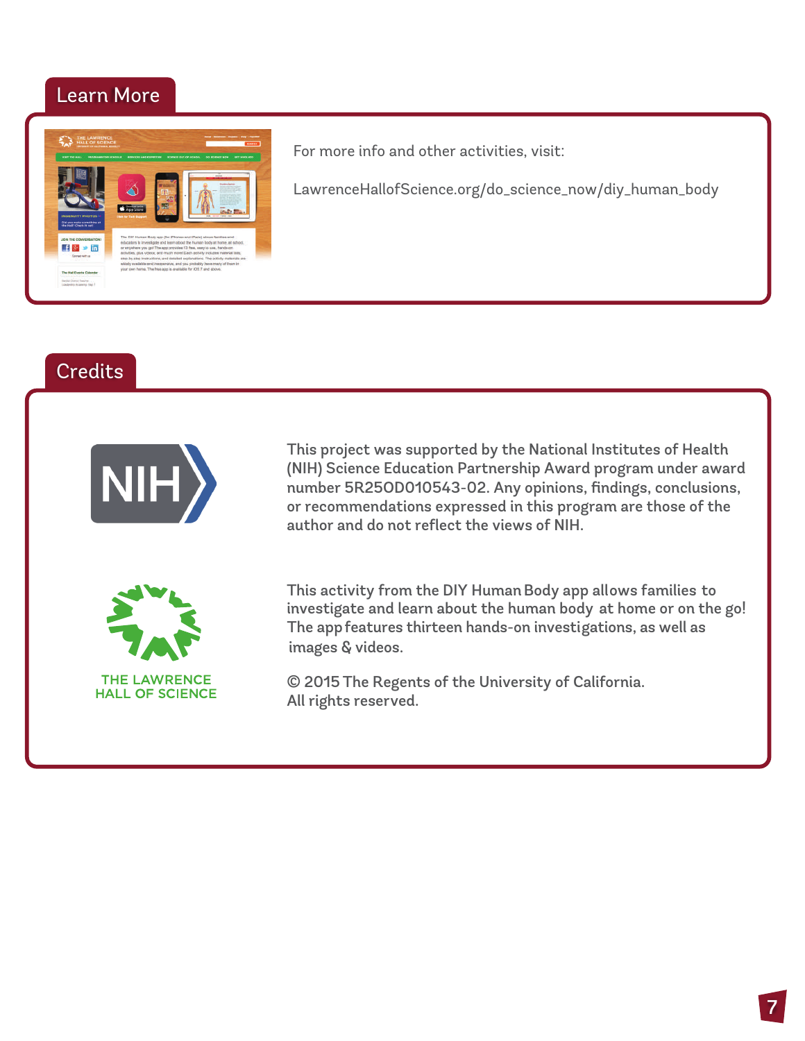## Learn More

For more info and other activities, visit:

LawrenceHallofScience.org/do_science_now/diy_human_body

## Credits

This project was supported by the National Institutes of Health (NIH) Science Education Partnership Award program under award number 5R25OD010543-02. Any opinions, findings, conclusions, or recommendations expressed in this program are those of the author and do not reflect the views of NIH.

This activity from the DIY Human Body app allows families to investigate and learn about the human body at home or on the go! The app features thirteen hands-on investigations, as well as images & videos.

© 2015 The Regents of the University of California.
All rights reserved.